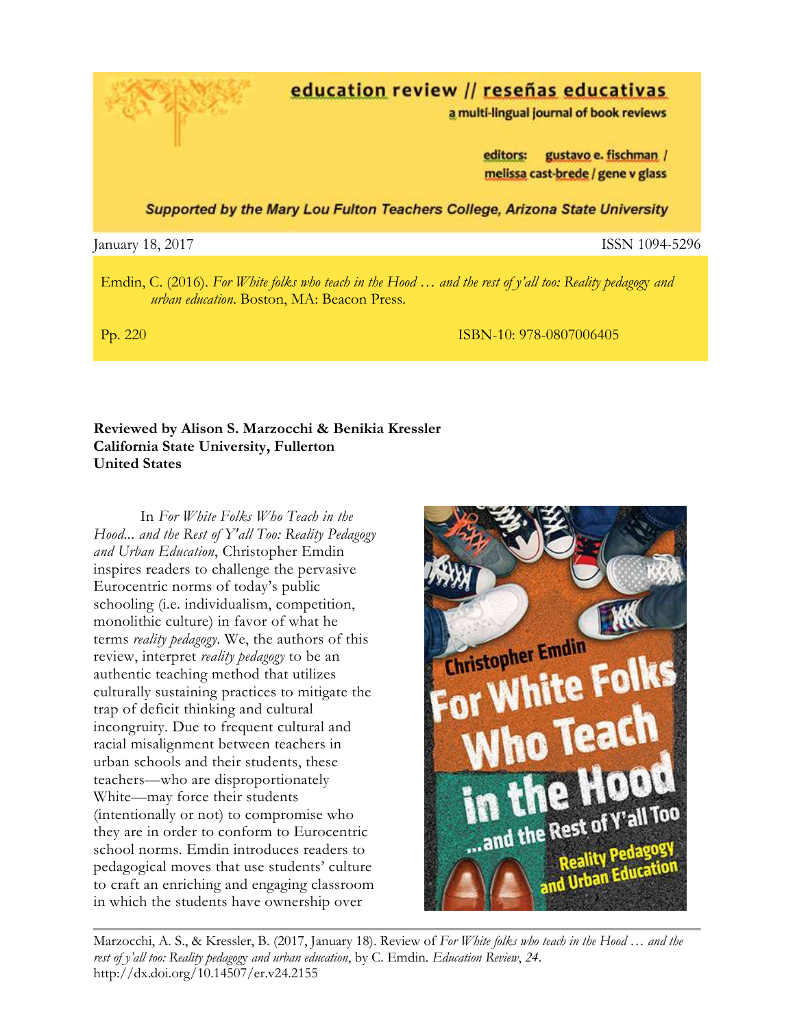**education review // reseñas educativas**
a multi-lingual journal of book reviews

editors: gustavo e. fischman / melissa cast-brede / gene v glass

*Supported by the Mary Lou Fulton Teachers College, Arizona State University*

January 18, 2017 ISSN 1094-5296

Emdin, C. (2016). *For White folks who teach in the Hood … and the rest of y'all too: Reality pedagogy and urban education*. Boston, MA: Beacon Press.

Pp. 220 ISBN-10: 978-0807006405

**Reviewed by Alison S. Marzocchi & Benikia Kressler**
**California State University, Fullerton**
**United States**

In *For White Folks Who Teach in the Hood... and the Rest of Y'all Too: Reality Pedagogy and Urban Education*, Christopher Emdin inspires readers to challenge the pervasive Eurocentric norms of today's public schooling (i.e. individualism, competition, monolithic culture) in favor of what he terms *reality pedagogy*. We, the authors of this review, interpret *reality pedagogy* to be an authentic teaching method that utilizes culturally sustaining practices to mitigate the trap of deficit thinking and cultural incongruity. Due to frequent cultural and racial misalignment between teachers in urban schools and their students, these teachers—who are disproportionately White—may force their students (intentionally or not) to compromise who they are in order to conform to Eurocentric school norms. Emdin introduces readers to pedagogical moves that use students' culture to craft an enriching and engaging classroom in which the students have ownership over

Marzocchi, A. S., & Kressler, B. (2017, January 18). Review of *For White folks who teach in the Hood … and the rest of y'all too: Reality pedagogy and urban education*, by C. Emdin. *Education Review*, *24*. http://dx.doi.org/10.14507/er.v24.2155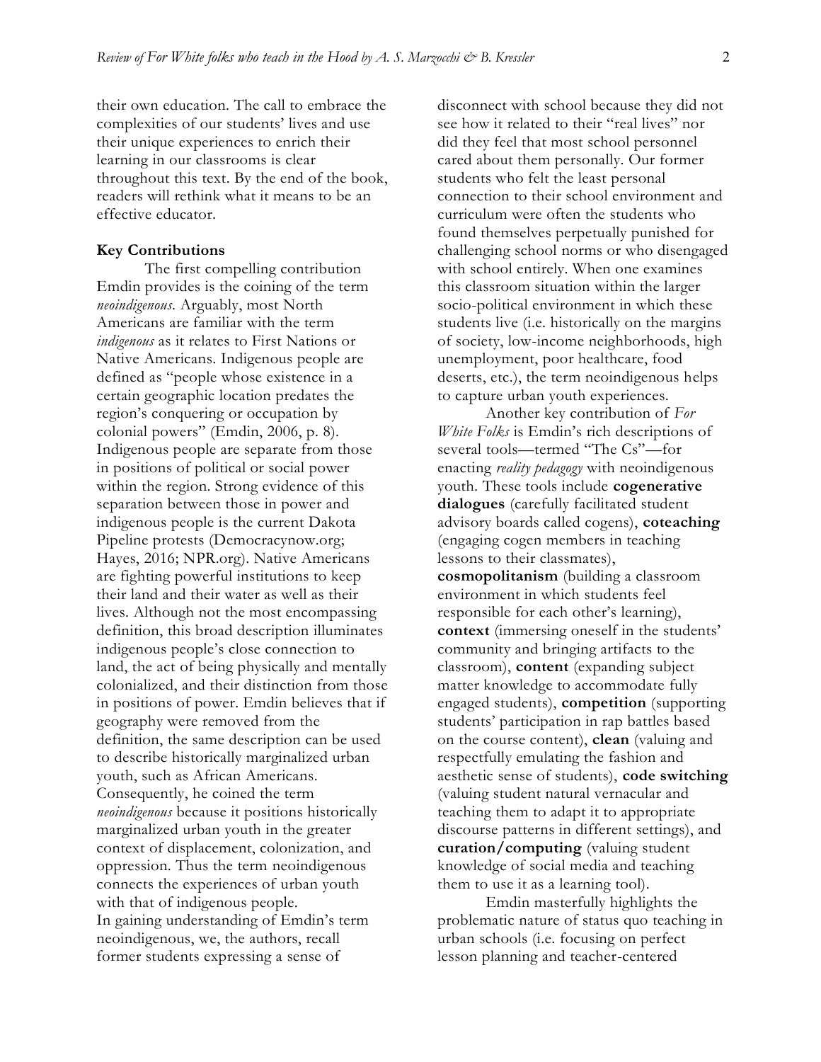their own education. The call to embrace the complexities of our students' lives and use their unique experiences to enrich their learning in our classrooms is clear throughout this text. By the end of the book, readers will rethink what it means to be an effective educator.

**Key Contributions**

The first compelling contribution Emdin provides is the coining of the term *neoindigenous*. Arguably, most North Americans are familiar with the term *indigenous* as it relates to First Nations or Native Americans. Indigenous people are defined as "people whose existence in a certain geographic location predates the region's conquering or occupation by colonial powers" (Emdin, 2006, p. 8). Indigenous people are separate from those in positions of political or social power within the region. Strong evidence of this separation between those in power and indigenous people is the current Dakota Pipeline protests (Democracynow.org; Hayes, 2016; NPR.org). Native Americans are fighting powerful institutions to keep their land and their water as well as their lives. Although not the most encompassing definition, this broad description illuminates indigenous people's close connection to land, the act of being physically and mentally colonialized, and their distinction from those in positions of power. Emdin believes that if geography were removed from the definition, the same description can be used to describe historically marginalized urban youth, such as African Americans. Consequently, he coined the term *neoindigenous* because it positions historically marginalized urban youth in the greater context of displacement, colonization, and oppression. Thus the term neoindigenous connects the experiences of urban youth with that of indigenous people.

In gaining understanding of Emdin's term neoindigenous, we, the authors, recall former students expressing a sense of disconnect with school because they did not see how it related to their "real lives" nor did they feel that most school personnel cared about them personally. Our former students who felt the least personal connection to their school environment and curriculum were often the students who found themselves perpetually punished for challenging school norms or who disengaged with school entirely. When one examines this classroom situation within the larger socio-political environment in which these students live (i.e. historically on the margins of society, low-income neighborhoods, high unemployment, poor healthcare, food deserts, etc.), the term neoindigenous helps to capture urban youth experiences.

Another key contribution of *For White Folks* is Emdin's rich descriptions of several tools—termed "The Cs"—for enacting *reality pedagogy* with neoindigenous youth. These tools include **cogenerative dialogues** (carefully facilitated student advisory boards called cogens), **coteaching** (engaging cogen members in teaching lessons to their classmates), **cosmopolitanism** (building a classroom environment in which students feel responsible for each other's learning), **context** (immersing oneself in the students' community and bringing artifacts to the classroom), **content** (expanding subject matter knowledge to accommodate fully engaged students), **competition** (supporting students' participation in rap battles based on the course content), **clean** (valuing and respectfully emulating the fashion and aesthetic sense of students), **code switching** (valuing student natural vernacular and teaching them to adapt it to appropriate discourse patterns in different settings), and **curation/computing** (valuing student knowledge of social media and teaching them to use it as a learning tool).

Emdin masterfully highlights the problematic nature of status quo teaching in urban schools (i.e. focusing on perfect lesson planning and teacher-centered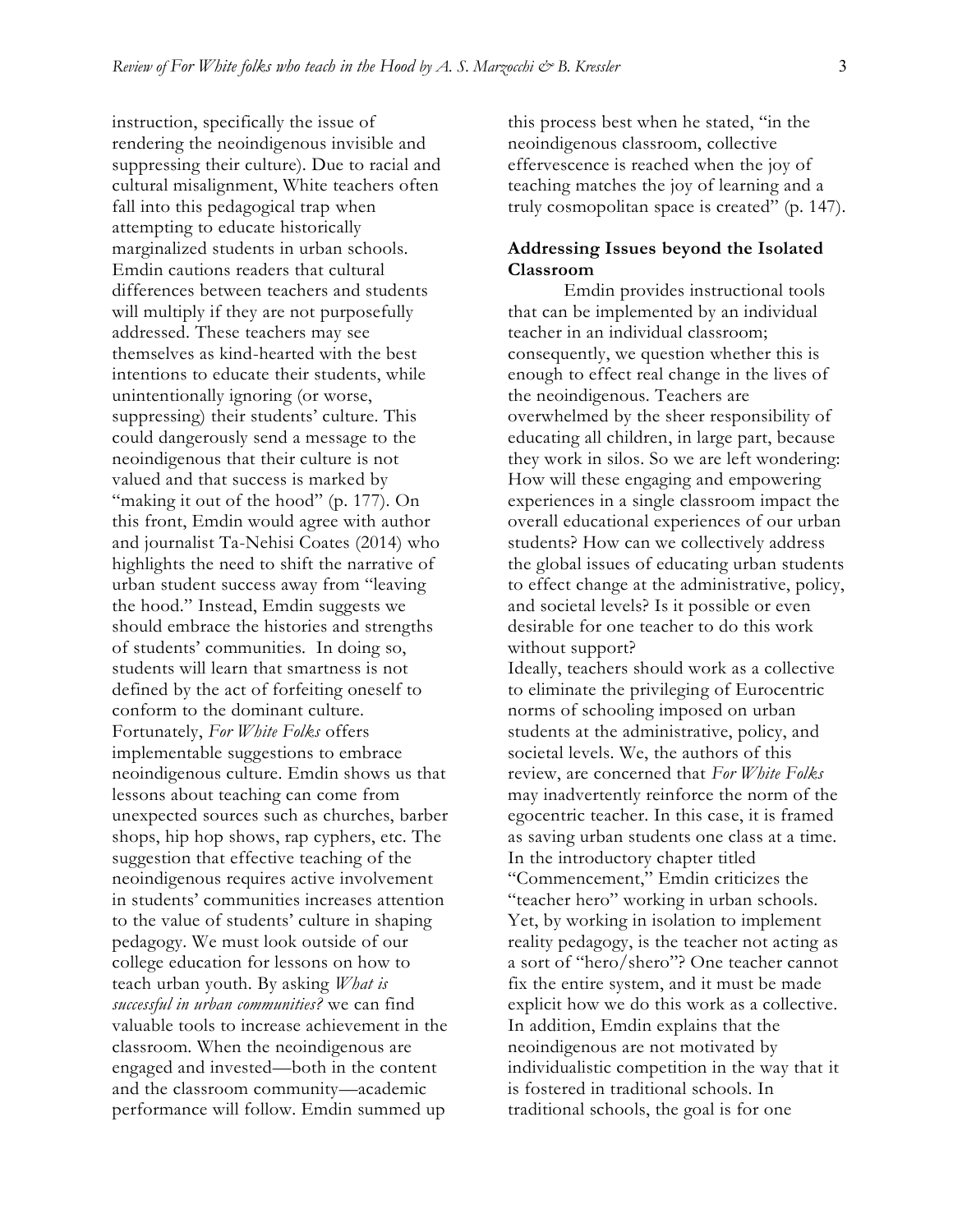instruction, specifically the issue of rendering the neoindigenous invisible and suppressing their culture). Due to racial and cultural misalignment, White teachers often fall into this pedagogical trap when attempting to educate historically marginalized students in urban schools. Emdin cautions readers that cultural differences between teachers and students will multiply if they are not purposefully addressed. These teachers may see themselves as kind-hearted with the best intentions to educate their students, while unintentionally ignoring (or worse, suppressing) their students' culture. This could dangerously send a message to the neoindigenous that their culture is not valued and that success is marked by "making it out of the hood" (p. 177). On this front, Emdin would agree with author and journalist Ta-Nehisi Coates (2014) who highlights the need to shift the narrative of urban student success away from "leaving the hood." Instead, Emdin suggests we should embrace the histories and strengths of students' communities. In doing so, students will learn that smartness is not defined by the act of forfeiting oneself to conform to the dominant culture. Fortunately, *For White Folks* offers implementable suggestions to embrace neoindigenous culture. Emdin shows us that lessons about teaching can come from unexpected sources such as churches, barber shops, hip hop shows, rap cyphers, etc. The suggestion that effective teaching of the neoindigenous requires active involvement in students' communities increases attention to the value of students' culture in shaping pedagogy. We must look outside of our college education for lessons on how to teach urban youth. By asking *What is successful in urban communities?* we can find valuable tools to increase achievement in the classroom. When the neoindigenous are engaged and invested—both in the content and the classroom community—academic performance will follow. Emdin summed up this process best when he stated, "in the neoindigenous classroom, collective effervescence is reached when the joy of teaching matches the joy of learning and a truly cosmopolitan space is created" (p. 147).

**Addressing Issues beyond the Isolated Classroom**

Emdin provides instructional tools that can be implemented by an individual teacher in an individual classroom; consequently, we question whether this is enough to effect real change in the lives of the neoindigenous. Teachers are overwhelmed by the sheer responsibility of educating all children, in large part, because they work in silos. So we are left wondering: How will these engaging and empowering experiences in a single classroom impact the overall educational experiences of our urban students? How can we collectively address the global issues of educating urban students to effect change at the administrative, policy, and societal levels? Is it possible or even desirable for one teacher to do this work without support?

Ideally, teachers should work as a collective to eliminate the privileging of Eurocentric norms of schooling imposed on urban students at the administrative, policy, and societal levels. We, the authors of this review, are concerned that *For White Folks* may inadvertently reinforce the norm of the egocentric teacher. In this case, it is framed as saving urban students one class at a time. In the introductory chapter titled "Commencement," Emdin criticizes the "teacher hero" working in urban schools. Yet, by working in isolation to implement reality pedagogy, is the teacher not acting as a sort of "hero/shero"? One teacher cannot fix the entire system, and it must be made explicit how we do this work as a collective. In addition, Emdin explains that the neoindigenous are not motivated by individualistic competition in the way that it is fostered in traditional schools. In traditional schools, the goal is for one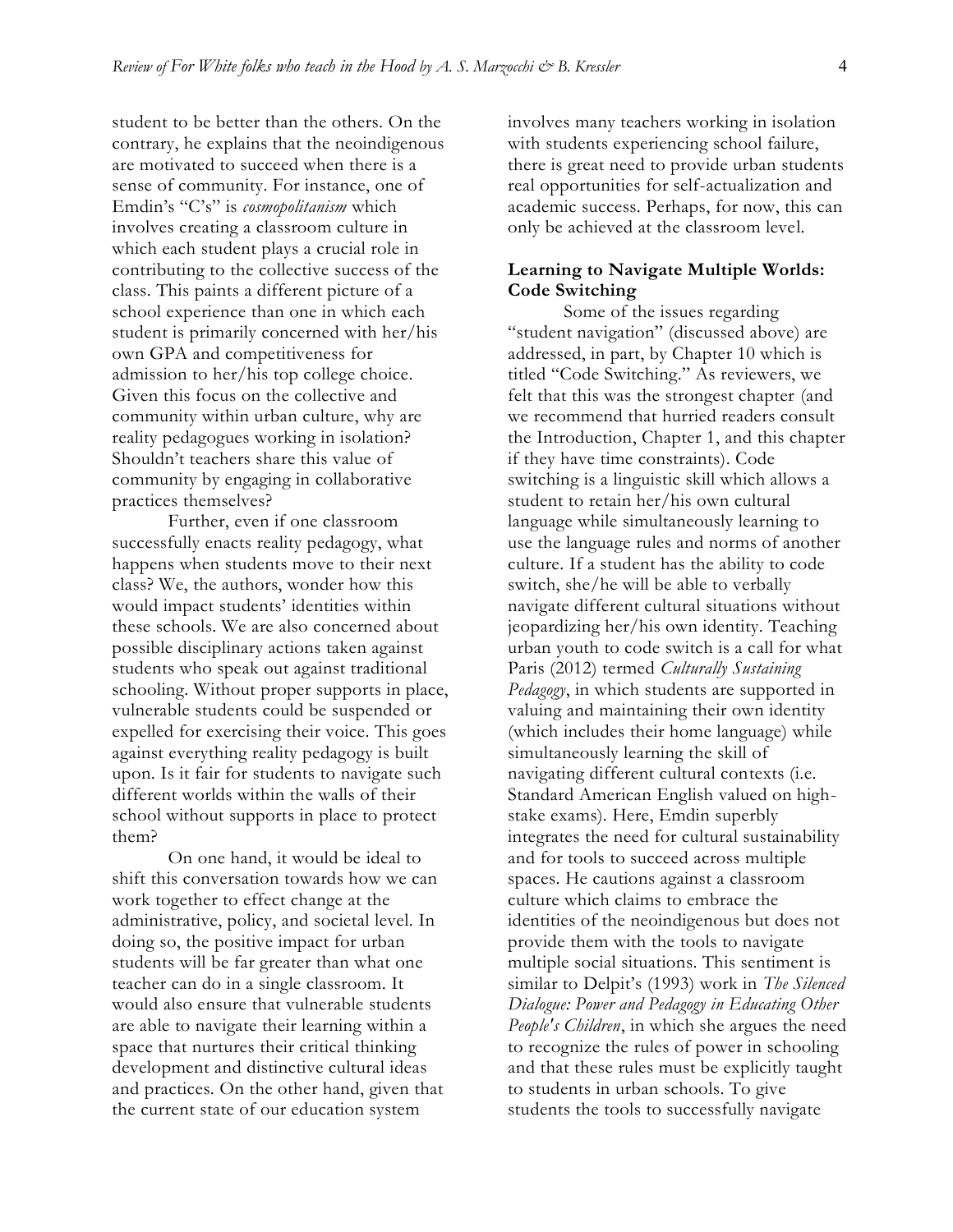student to be better than the others. On the contrary, he explains that the neoindigenous are motivated to succeed when there is a sense of community. For instance, one of Emdin's "C's" is *cosmopolitanism* which involves creating a classroom culture in which each student plays a crucial role in contributing to the collective success of the class. This paints a different picture of a school experience than one in which each student is primarily concerned with her/his own GPA and competitiveness for admission to her/his top college choice. Given this focus on the collective and community within urban culture, why are reality pedagogues working in isolation? Shouldn't teachers share this value of community by engaging in collaborative practices themselves?

Further, even if one classroom successfully enacts reality pedagogy, what happens when students move to their next class? We, the authors, wonder how this would impact students' identities within these schools. We are also concerned about possible disciplinary actions taken against students who speak out against traditional schooling. Without proper supports in place, vulnerable students could be suspended or expelled for exercising their voice. This goes against everything reality pedagogy is built upon. Is it fair for students to navigate such different worlds within the walls of their school without supports in place to protect them?

On one hand, it would be ideal to shift this conversation towards how we can work together to effect change at the administrative, policy, and societal level. In doing so, the positive impact for urban students will be far greater than what one teacher can do in a single classroom. It would also ensure that vulnerable students are able to navigate their learning within a space that nurtures their critical thinking development and distinctive cultural ideas and practices. On the other hand, given that the current state of our education system involves many teachers working in isolation with students experiencing school failure, there is great need to provide urban students real opportunities for self-actualization and academic success. Perhaps, for now, this can only be achieved at the classroom level.

**Learning to Navigate Multiple Worlds: Code Switching**

Some of the issues regarding "student navigation" (discussed above) are addressed, in part, by Chapter 10 which is titled "Code Switching." As reviewers, we felt that this was the strongest chapter (and we recommend that hurried readers consult the Introduction, Chapter 1, and this chapter if they have time constraints). Code switching is a linguistic skill which allows a student to retain her/his own cultural language while simultaneously learning to use the language rules and norms of another culture. If a student has the ability to code switch, she/he will be able to verbally navigate different cultural situations without jeopardizing her/his own identity. Teaching urban youth to code switch is a call for what Paris (2012) termed *Culturally Sustaining Pedagogy*, in which students are supported in valuing and maintaining their own identity (which includes their home language) while simultaneously learning the skill of navigating different cultural contexts (i.e. Standard American English valued on high-stake exams). Here, Emdin superbly integrates the need for cultural sustainability and for tools to succeed across multiple spaces. He cautions against a classroom culture which claims to embrace the identities of the neoindigenous but does not provide them with the tools to navigate multiple social situations. This sentiment is similar to Delpit's (1993) work in *The Silenced Dialogue: Power and Pedagogy in Educating Other People's Children*, in which she argues the need to recognize the rules of power in schooling and that these rules must be explicitly taught to students in urban schools. To give students the tools to successfully navigate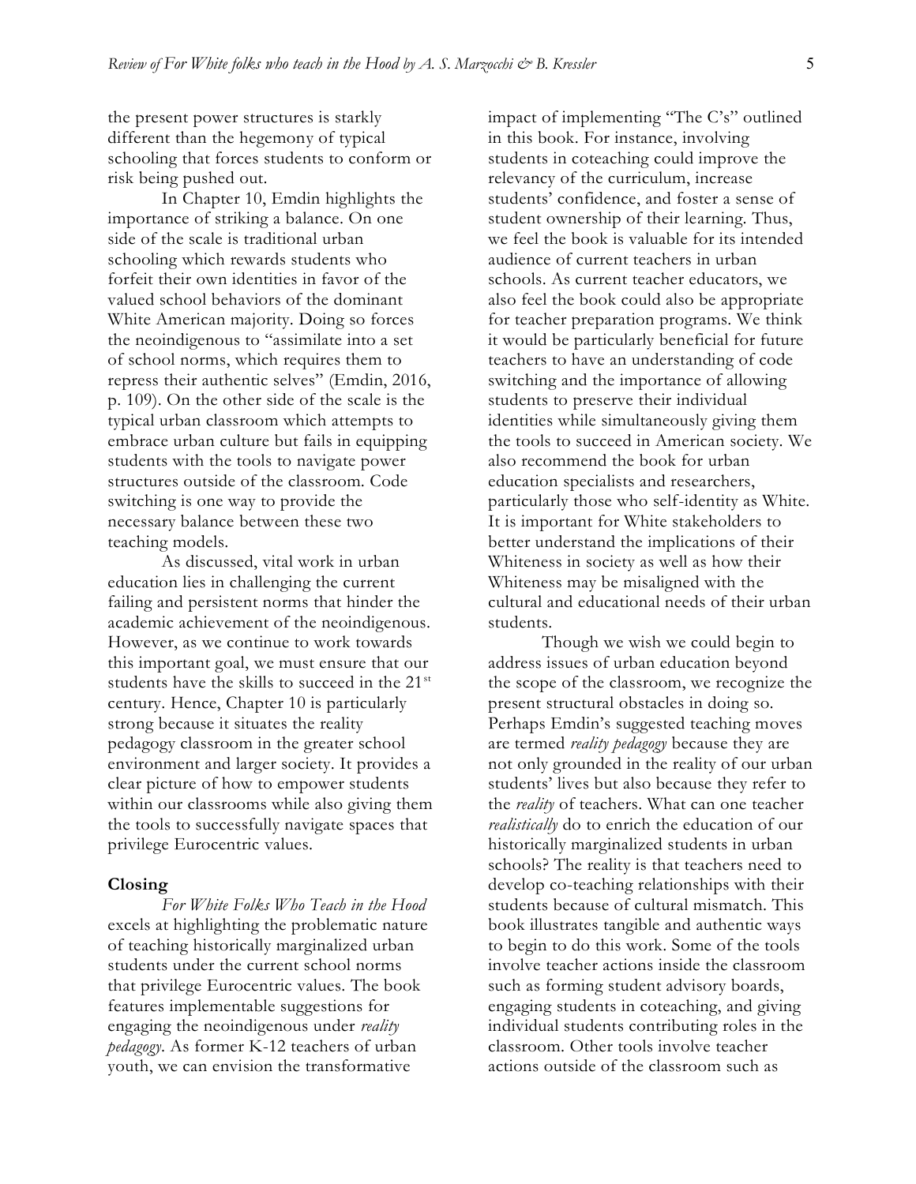the present power structures is starkly different than the hegemony of typical schooling that forces students to conform or risk being pushed out.

In Chapter 10, Emdin highlights the importance of striking a balance. On one side of the scale is traditional urban schooling which rewards students who forfeit their own identities in favor of the valued school behaviors of the dominant White American majority. Doing so forces the neoindigenous to "assimilate into a set of school norms, which requires them to repress their authentic selves" (Emdin, 2016, p. 109). On the other side of the scale is the typical urban classroom which attempts to embrace urban culture but fails in equipping students with the tools to navigate power structures outside of the classroom. Code switching is one way to provide the necessary balance between these two teaching models.

As discussed, vital work in urban education lies in challenging the current failing and persistent norms that hinder the academic achievement of the neoindigenous. However, as we continue to work towards this important goal, we must ensure that our students have the skills to succeed in the 21st century. Hence, Chapter 10 is particularly strong because it situates the reality pedagogy classroom in the greater school environment and larger society. It provides a clear picture of how to empower students within our classrooms while also giving them the tools to successfully navigate spaces that privilege Eurocentric values.

### Closing

*For White Folks Who Teach in the Hood* excels at highlighting the problematic nature of teaching historically marginalized urban students under the current school norms that privilege Eurocentric values. The book features implementable suggestions for engaging the neoindigenous under *reality pedagogy*. As former K-12 teachers of urban youth, we can envision the transformative impact of implementing "The C's" outlined in this book. For instance, involving students in coteaching could improve the relevancy of the curriculum, increase students' confidence, and foster a sense of student ownership of their learning. Thus, we feel the book is valuable for its intended audience of current teachers in urban schools. As current teacher educators, we also feel the book could also be appropriate for teacher preparation programs. We think it would be particularly beneficial for future teachers to have an understanding of code switching and the importance of allowing students to preserve their individual identities while simultaneously giving them the tools to succeed in American society. We also recommend the book for urban education specialists and researchers, particularly those who self-identity as White. It is important for White stakeholders to better understand the implications of their Whiteness in society as well as how their Whiteness may be misaligned with the cultural and educational needs of their urban students.

Though we wish we could begin to address issues of urban education beyond the scope of the classroom, we recognize the present structural obstacles in doing so. Perhaps Emdin's suggested teaching moves are termed *reality pedagogy* because they are not only grounded in the reality of our urban students' lives but also because they refer to the *reality* of teachers. What can one teacher *realistically* do to enrich the education of our historically marginalized students in urban schools? The reality is that teachers need to develop co-teaching relationships with their students because of cultural mismatch. This book illustrates tangible and authentic ways to begin to do this work. Some of the tools involve teacher actions inside the classroom such as forming student advisory boards, engaging students in coteaching, and giving individual students contributing roles in the classroom. Other tools involve teacher actions outside of the classroom such as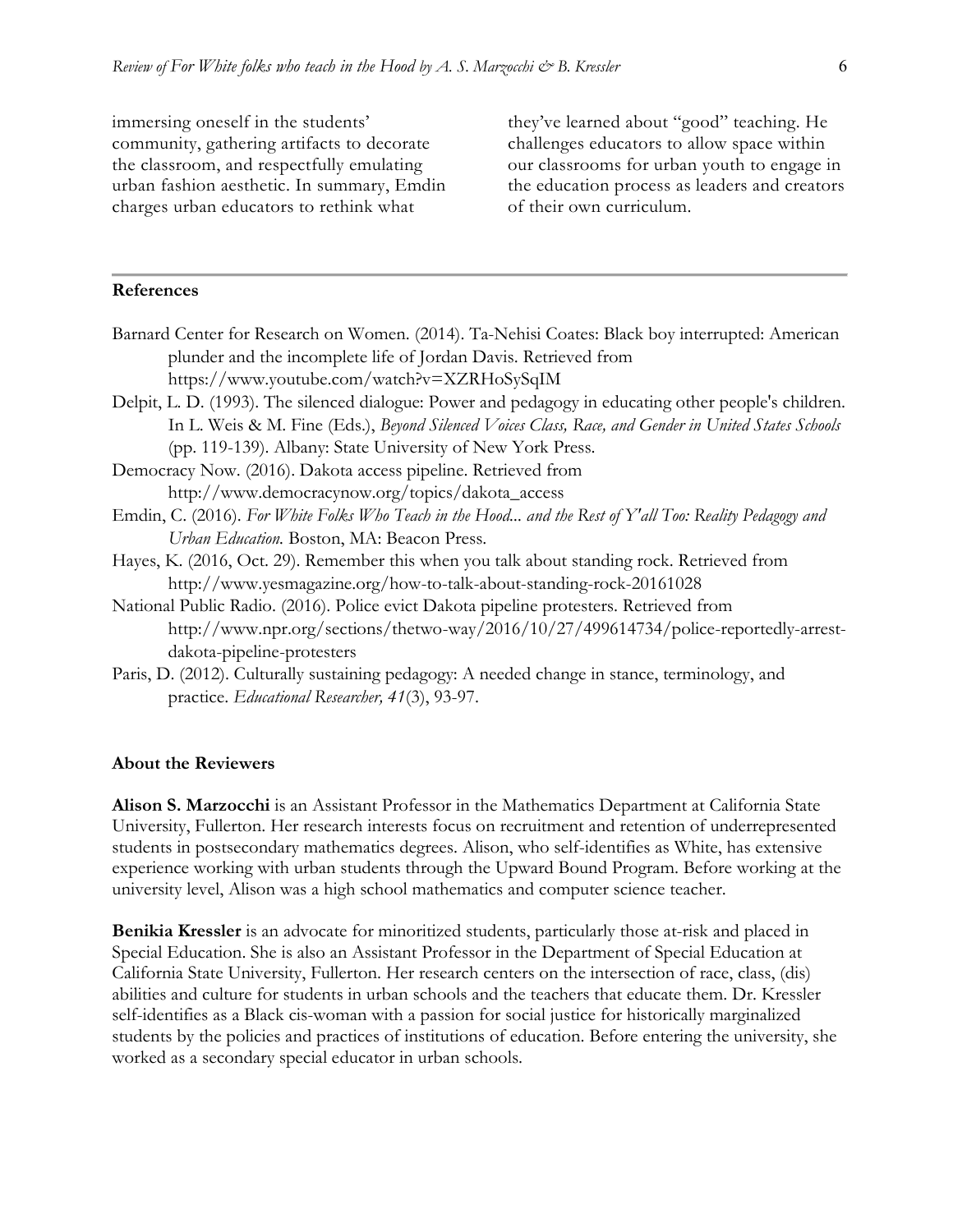immersing oneself in the students' community, gathering artifacts to decorate the classroom, and respectfully emulating urban fashion aesthetic. In summary, Emdin charges urban educators to rethink what they've learned about "good" teaching. He challenges educators to allow space within our classrooms for urban youth to engage in the education process as leaders and creators of their own curriculum.

---

**References**

Barnard Center for Research on Women. (2014). Ta-Nehisi Coates: Black boy interrupted: American plunder and the incomplete life of Jordan Davis. Retrieved from https://www.youtube.com/watch?v=XZRHoSySqIM

Delpit, L. D. (1993). The silenced dialogue: Power and pedagogy in educating other people's children. In L. Weis & M. Fine (Eds.), *Beyond Silenced Voices Class, Race, and Gender in United States Schools* (pp. 119-139). Albany: State University of New York Press.

Democracy Now. (2016). Dakota access pipeline. Retrieved from http://www.democracynow.org/topics/dakota_access

Emdin, C. (2016). *For White Folks Who Teach in the Hood... and the Rest of Y'all Too: Reality Pedagogy and Urban Education.* Boston, MA: Beacon Press.

Hayes, K. (2016, Oct. 29). Remember this when you talk about standing rock. Retrieved from http://www.yesmagazine.org/how-to-talk-about-standing-rock-20161028

National Public Radio. (2016). Police evict Dakota pipeline protesters. Retrieved from http://www.npr.org/sections/thetwo-way/2016/10/27/499614734/police-reportedly-arrest-dakota-pipeline-protesters

Paris, D. (2012). Culturally sustaining pedagogy: A needed change in stance, terminology, and practice. *Educational Researcher, 41*(3), 93-97.

**About the Reviewers**

**Alison S. Marzocchi** is an Assistant Professor in the Mathematics Department at California State University, Fullerton. Her research interests focus on recruitment and retention of underrepresented students in postsecondary mathematics degrees. Alison, who self-identifies as White, has extensive experience working with urban students through the Upward Bound Program. Before working at the university level, Alison was a high school mathematics and computer science teacher.

**Benikia Kressler** is an advocate for minoritized students, particularly those at-risk and placed in Special Education. She is also an Assistant Professor in the Department of Special Education at California State University, Fullerton. Her research centers on the intersection of race, class, (dis) abilities and culture for students in urban schools and the teachers that educate them. Dr. Kressler self-identifies as a Black cis-woman with a passion for social justice for historically marginalized students by the policies and practices of institutions of education. Before entering the university, she worked as a secondary special educator in urban schools.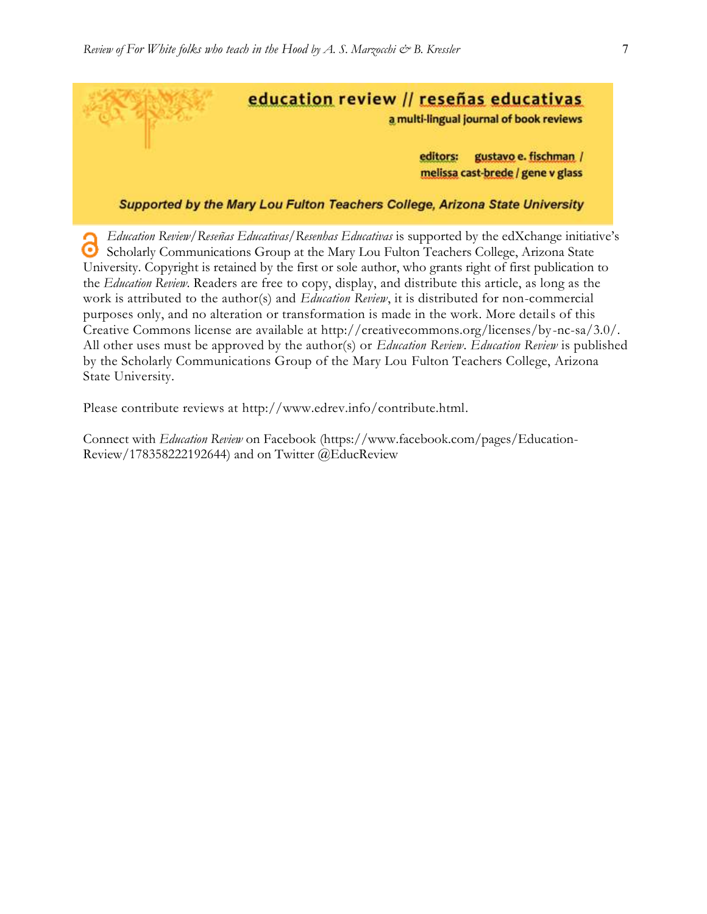education review // reseñas educativas

a multi-lingual journal of book reviews

editors: gustavo e. fischman / melissa cast-brede / gene v glass

**Supported by the Mary Lou Fulton Teachers College, Arizona State University**

*Education Review/Reseñas Educativas/Resenhas Educativas* is supported by the edXchange initiative's Scholarly Communications Group at the Mary Lou Fulton Teachers College, Arizona State University. Copyright is retained by the first or sole author, who grants right of first publication to the *Education Review*. Readers are free to copy, display, and distribute this article, as long as the work is attributed to the author(s) and *Education Review*, it is distributed for non-commercial purposes only, and no alteration or transformation is made in the work. More details of this Creative Commons license are available at http://creativecommons.org/licenses/by-nc-sa/3.0/. All other uses must be approved by the author(s) or *Education Review*. *Education Review* is published by the Scholarly Communications Group of the Mary Lou Fulton Teachers College, Arizona State University.

Please contribute reviews at http://www.edrev.info/contribute.html.

Connect with *Education Review* on Facebook (https://www.facebook.com/pages/Education-Review/178358222192644) and on Twitter @EducReview